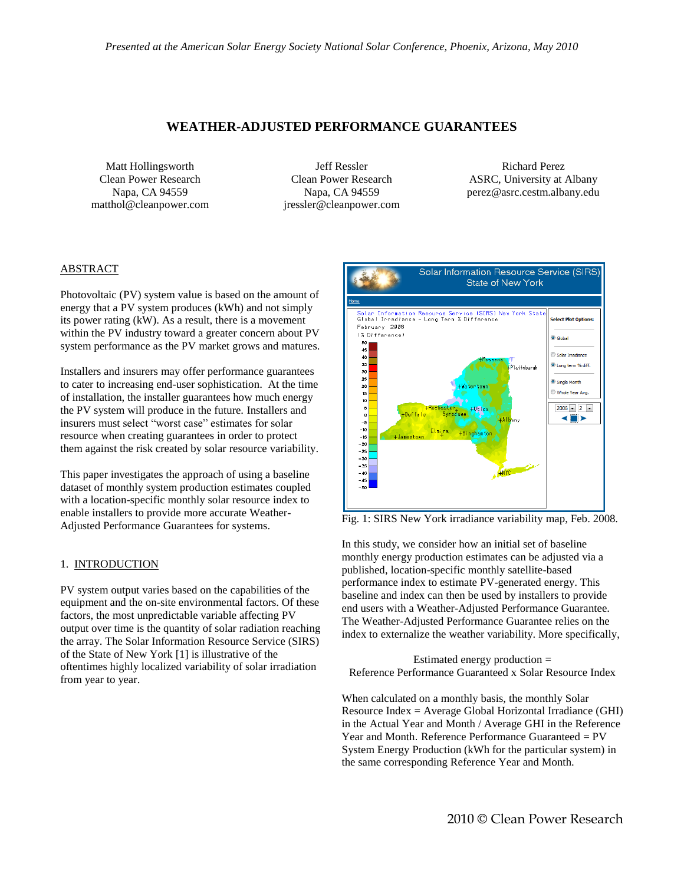*Presented at the American Solar Energy Society National Solar Conference, Phoenix, Arizona, May 2010*

# WEATHER-ADJUSTED PERFORMANCE GUARANTEES

Matt Hollingsworth
Clean Power Research
Napa, CA 94559
matthol@cleanpower.com

Jeff Ressler
Clean Power Research
Napa, CA 94559
jressler@cleanpower.com

Richard Perez
ASRC, University at Albany
perez@asrc.cestm.albany.edu

## ABSTRACT

Photovoltaic (PV) system value is based on the amount of energy that a PV system produces (kWh) and not simply its power rating (kW). As a result, there is a movement within the PV industry toward a greater concern about PV system performance as the PV market grows and matures.

Installers and insurers may offer performance guarantees to cater to increasing end-user sophistication. At the time of installation, the installer guarantees how much energy the PV system will produce in the future. Installers and insurers must select "worst case" estimates for solar resource when creating guarantees in order to protect them against the risk created by solar resource variability.

This paper investigates the approach of using a baseline dataset of monthly system production estimates coupled with a location-specific monthly solar resource index to enable installers to provide more accurate Weather-Adjusted Performance Guarantees for systems.

## 1. INTRODUCTION

PV system output varies based on the capabilities of the equipment and the on-site environmental factors. Of these factors, the most unpredictable variable affecting PV output over time is the quantity of solar radiation reaching the array. The Solar Information Resource Service (SIRS) of the State of New York [1] is illustrative of the oftentimes highly localized variability of solar irradiation from year to year.

Fig. 1: SIRS New York irradiance variability map, Feb. 2008.

In this study, we consider how an initial set of baseline monthly energy production estimates can be adjusted via a published, location-specific monthly satellite-based performance index to estimate PV-generated energy. This baseline and index can then be used by installers to provide end users with a Weather-Adjusted Performance Guarantee. The Weather-Adjusted Performance Guarantee relies on the index to externalize the weather variability. More specifically,

Estimated energy production =
Reference Performance Guaranteed x Solar Resource Index

When calculated on a monthly basis, the monthly Solar Resource Index = Average Global Horizontal Irradiance (GHI) in the Actual Year and Month / Average GHI in the Reference Year and Month. Reference Performance Guaranteed = PV System Energy Production (kWh for the particular system) in the same corresponding Reference Year and Month.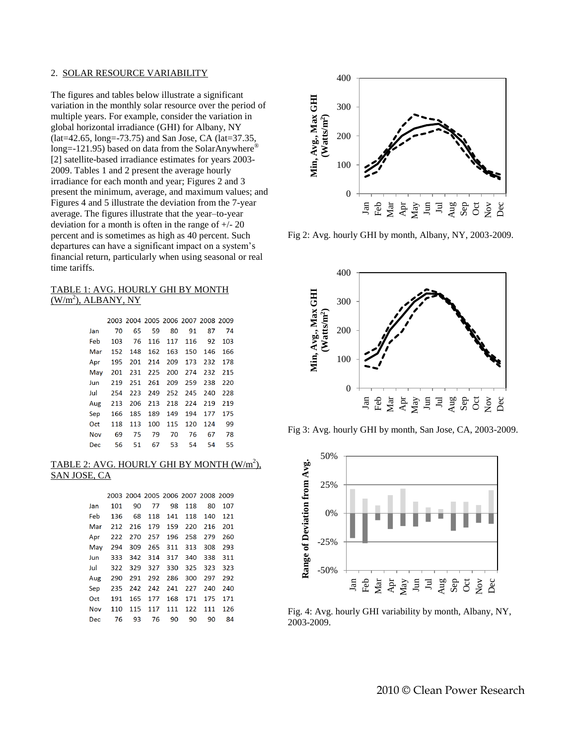## 2. SOLAR RESOURCE VARIABILITY

The figures and tables below illustrate a significant variation in the monthly solar resource over the period of multiple years. For example, consider the variation in global horizontal irradiance (GHI) for Albany, NY (lat=42.65, long=-73.75) and San Jose, CA (lat=37.35, long=-121.95) based on data from the SolarAnywhere® [2] satellite-based irradiance estimates for years 2003-2009. Tables 1 and 2 present the average hourly irradiance for each month and year; Figures 2 and 3 present the minimum, average, and maximum values; and Figures 4 and 5 illustrate the deviation from the 7-year average. The figures illustrate that the year–to-year deviation for a month is often in the range of +/- 20 percent and is sometimes as high as 40 percent. Such departures can have a significant impact on a system's financial return, particularly when using seasonal or real time tariffs.

TABLE 1: AVG. HOURLY GHI BY MONTH ($W/m^2$), ALBANY, NY

| | 2003 | 2004 | 2005 | 2006 | 2007 | 2008 | 2009 |
|---|---|---|---|---|---|---|---|
| Jan | 70 | 65 | 59 | 80 | 91 | 87 | 74 |
| Feb | 103 | 76 | 116 | 117 | 116 | 92 | 103 |
| Mar | 152 | 148 | 162 | 163 | 150 | 146 | 166 |
| Apr | 195 | 201 | 214 | 209 | 173 | 232 | 178 |
| May | 201 | 231 | 225 | 200 | 274 | 232 | 215 |
| Jun | 219 | 251 | 261 | 209 | 259 | 238 | 220 |
| Jul | 254 | 223 | 249 | 252 | 245 | 240 | 228 |
| Aug | 213 | 206 | 213 | 218 | 224 | 219 | 219 |
| Sep | 166 | 185 | 189 | 149 | 194 | 177 | 175 |
| Oct | 118 | 113 | 100 | 115 | 120 | 124 | 99 |
| Nov | 69 | 75 | 79 | 70 | 76 | 67 | 78 |
| Dec | 56 | 51 | 67 | 53 | 54 | 54 | 55 |

TABLE 2: AVG. HOURLY GHI BY MONTH ($W/m^2$), SAN JOSE, CA

| | 2003 | 2004 | 2005 | 2006 | 2007 | 2008 | 2009 |
|---|---|---|---|---|---|---|---|
| Jan | 101 | 90 | 77 | 98 | 118 | 80 | 107 |
| Feb | 136 | 68 | 118 | 141 | 118 | 140 | 121 |
| Mar | 212 | 216 | 179 | 159 | 220 | 216 | 201 |
| Apr | 222 | 270 | 257 | 196 | 258 | 279 | 260 |
| May | 294 | 309 | 265 | 311 | 313 | 308 | 293 |
| Jun | 333 | 342 | 314 | 317 | 340 | 338 | 311 |
| Jul | 322 | 329 | 327 | 330 | 325 | 323 | 323 |
| Aug | 290 | 291 | 292 | 286 | 300 | 297 | 292 |
| Sep | 235 | 242 | 242 | 241 | 227 | 240 | 240 |
| Oct | 191 | 165 | 177 | 168 | 171 | 175 | 171 |
| Nov | 110 | 115 | 117 | 111 | 122 | 111 | 126 |
| Dec | 76 | 93 | 76 | 90 | 90 | 90 | 84 |

Fig 2: Avg. hourly GHI by month, Albany, NY, 2003-2009.

Fig 3: Avg. hourly GHI by month, San Jose, CA, 2003-2009.

Fig. 4: Avg. hourly GHI variability by month, Albany, NY, 2003-2009.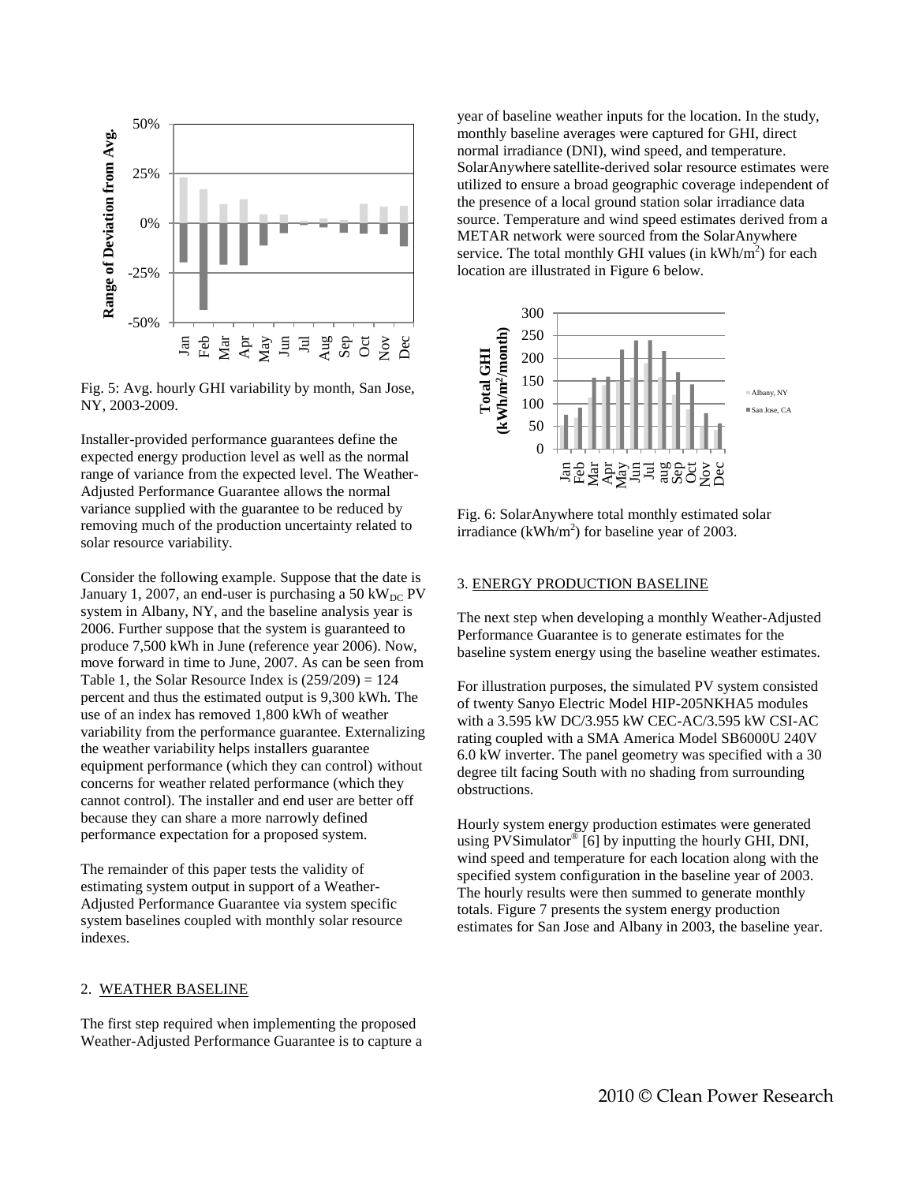Fig. 5: Avg. hourly GHI variability by month, San Jose, NY, 2003-2009.

Installer-provided performance guarantees define the expected energy production level as well as the normal range of variance from the expected level. The Weather-Adjusted Performance Guarantee allows the normal variance supplied with the guarantee to be reduced by removing much of the production uncertainty related to solar resource variability.

Consider the following example. Suppose that the date is January 1, 2007, an end-user is purchasing a 50 $kW_{DC}$ PV system in Albany, NY, and the baseline analysis year is 2006. Further suppose that the system is guaranteed to produce 7,500 kWh in June (reference year 2006). Now, move forward in time to June, 2007. As can be seen from Table 1, the Solar Resource Index is (259/209) = 124 percent and thus the estimated output is 9,300 kWh. The use of an index has removed 1,800 kWh of weather variability from the performance guarantee. Externalizing the weather variability helps installers guarantee equipment performance (which they can control) without concerns for weather related performance (which they cannot control). The installer and end user are better off because they can share a more narrowly defined performance expectation for a proposed system.

The remainder of this paper tests the validity of estimating system output in support of a Weather-Adjusted Performance Guarantee via system specific system baselines coupled with monthly solar resource indexes.

## 2. WEATHER BASELINE

The first step required when implementing the proposed Weather-Adjusted Performance Guarantee is to capture a year of baseline weather inputs for the location. In the study, monthly baseline averages were captured for GHI, direct normal irradiance (DNI), wind speed, and temperature. SolarAnywhere satellite-derived solar resource estimates were utilized to ensure a broad geographic coverage independent of the presence of a local ground station solar irradiance data source. Temperature and wind speed estimates derived from a METAR network were sourced from the SolarAnywhere service. The total monthly GHI values (in $kWh/m^2$) for each location are illustrated in Figure 6 below.

Fig. 6: SolarAnywhere total monthly estimated solar irradiance ($kWh/m^2$) for baseline year of 2003.

## 3. ENERGY PRODUCTION BASELINE

The next step when developing a monthly Weather-Adjusted Performance Guarantee is to generate estimates for the baseline system energy using the baseline weather estimates.

For illustration purposes, the simulated PV system consisted of twenty Sanyo Electric Model HIP-205NKHA5 modules with a 3.595 kW DC/3.955 kW CEC-AC/3.595 kW CSI-AC rating coupled with a SMA America Model SB6000U 240V 6.0 kW inverter. The panel geometry was specified with a 30 degree tilt facing South with no shading from surrounding obstructions.

Hourly system energy production estimates were generated using PVSimulator® [6] by inputting the hourly GHI, DNI, wind speed and temperature for each location along with the specified system configuration in the baseline year of 2003. The hourly results were then summed to generate monthly totals. Figure 7 presents the system energy production estimates for San Jose and Albany in 2003, the baseline year.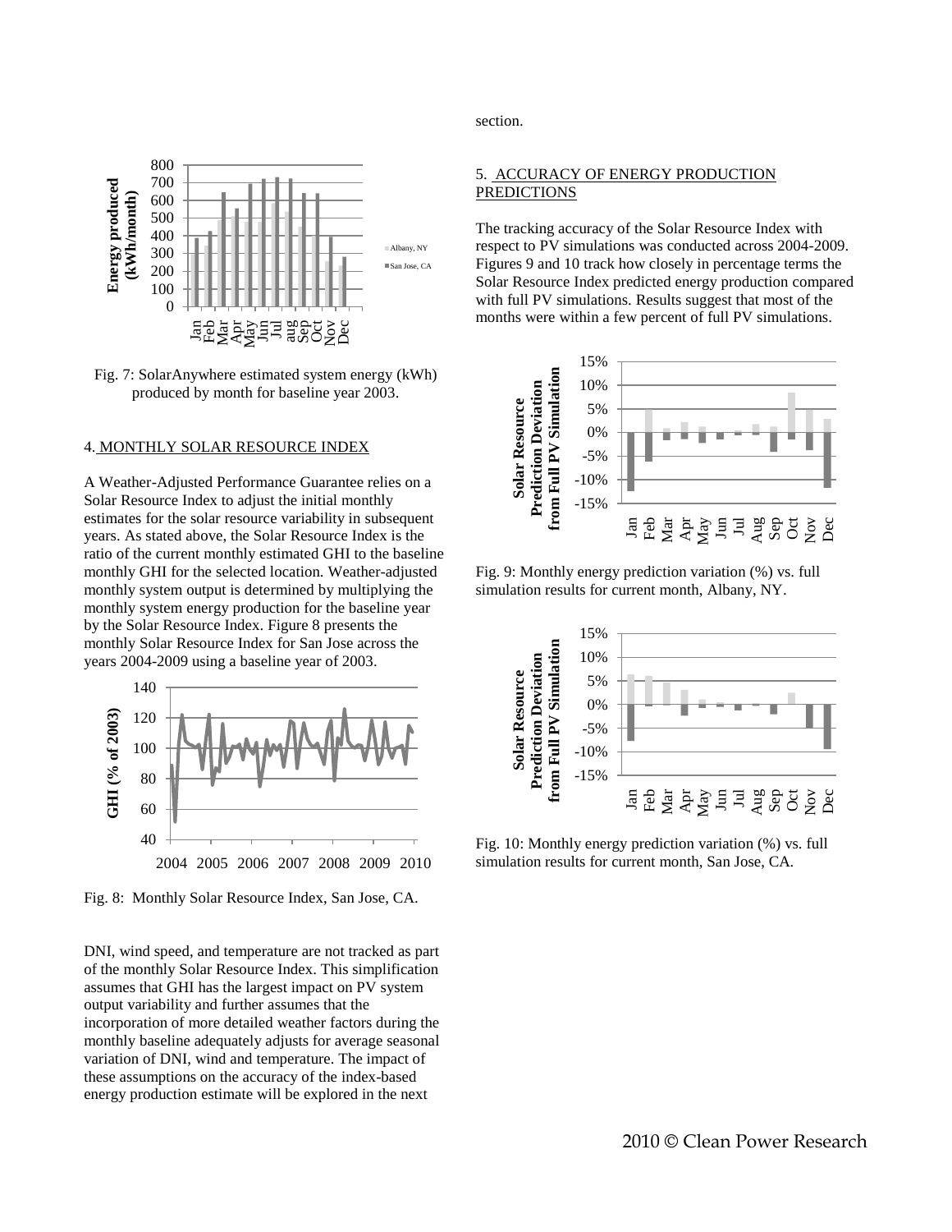Fig. 7: SolarAnywhere estimated system energy (kWh) produced by month for baseline year 2003.

## 4. MONTHLY SOLAR RESOURCE INDEX

A Weather-Adjusted Performance Guarantee relies on a Solar Resource Index to adjust the initial monthly estimates for the solar resource variability in subsequent years. As stated above, the Solar Resource Index is the ratio of the current monthly estimated GHI to the baseline monthly GHI for the selected location. Weather-adjusted monthly system output is determined by multiplying the monthly system energy production for the baseline year by the Solar Resource Index. Figure 8 presents the monthly Solar Resource Index for San Jose across the years 2004-2009 using a baseline year of 2003.

Fig. 8: Monthly Solar Resource Index, San Jose, CA.

DNI, wind speed, and temperature are not tracked as part of the monthly Solar Resource Index. This simplification assumes that GHI has the largest impact on PV system output variability and further assumes that the incorporation of more detailed weather factors during the monthly baseline adequately adjusts for average seasonal variation of DNI, wind and temperature. The impact of these assumptions on the accuracy of the index-based energy production estimate will be explored in the next section.

## 5. ACCURACY OF ENERGY PRODUCTION PREDICTIONS

The tracking accuracy of the Solar Resource Index with respect to PV simulations was conducted across 2004-2009. Figures 9 and 10 track how closely in percentage terms the Solar Resource Index predicted energy production compared with full PV simulations. Results suggest that most of the months were within a few percent of full PV simulations.

Fig. 9: Monthly energy prediction variation (%) vs. full simulation results for current month, Albany, NY.

Fig. 10: Monthly energy prediction variation (%) vs. full simulation results for current month, San Jose, CA.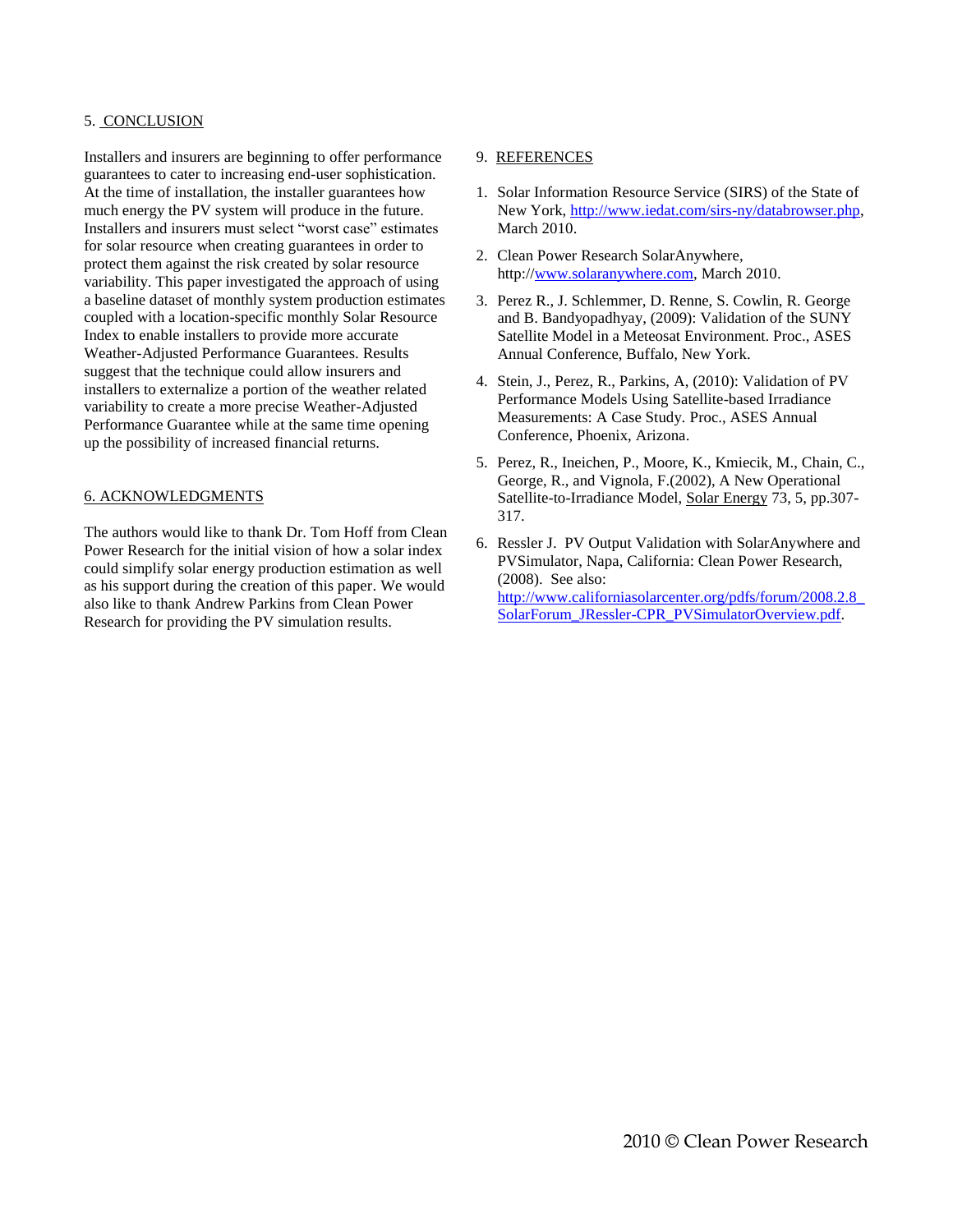## 5. CONCLUSION

Installers and insurers are beginning to offer performance guarantees to cater to increasing end-user sophistication. At the time of installation, the installer guarantees how much energy the PV system will produce in the future. Installers and insurers must select "worst case" estimates for solar resource when creating guarantees in order to protect them against the risk created by solar resource variability. This paper investigated the approach of using a baseline dataset of monthly system production estimates coupled with a location-specific monthly Solar Resource Index to enable installers to provide more accurate Weather-Adjusted Performance Guarantees. Results suggest that the technique could allow insurers and installers to externalize a portion of the weather related variability to create a more precise Weather-Adjusted Performance Guarantee while at the same time opening up the possibility of increased financial returns.

## 6. ACKNOWLEDGMENTS

The authors would like to thank Dr. Tom Hoff from Clean Power Research for the initial vision of how a solar index could simplify solar energy production estimation as well as his support during the creation of this paper. We would also like to thank Andrew Parkins from Clean Power Research for providing the PV simulation results.

## 9. REFERENCES

1. Solar Information Resource Service (SIRS) of the State of New York, http://www.iedat.com/sirs-ny/databrowser.php, March 2010.
2. Clean Power Research SolarAnywhere, http://www.solaranywhere.com, March 2010.
3. Perez R., J. Schlemmer, D. Renne, S. Cowlin, R. George and B. Bandyopadhyay, (2009): Validation of the SUNY Satellite Model in a Meteosat Environment. Proc., ASES Annual Conference, Buffalo, New York.
4. Stein, J., Perez, R., Parkins, A, (2010): Validation of PV Performance Models Using Satellite-based Irradiance Measurements: A Case Study. Proc., ASES Annual Conference, Phoenix, Arizona.
5. Perez, R., Ineichen, P., Moore, K., Kmiecik, M., Chain, C., George, R., and Vignola, F.(2002), A New Operational Satellite-to-Irradiance Model, Solar Energy 73, 5, pp.307-317.
6. Ressler J. PV Output Validation with SolarAnywhere and PVSimulator, Napa, California: Clean Power Research, (2008). See also: http://www.californiasolarcenter.org/pdfs/forum/2008.2.8_SolarForum_JRessler-CPR_PVSimulatorOverview.pdf.

2010 © Clean Power Research